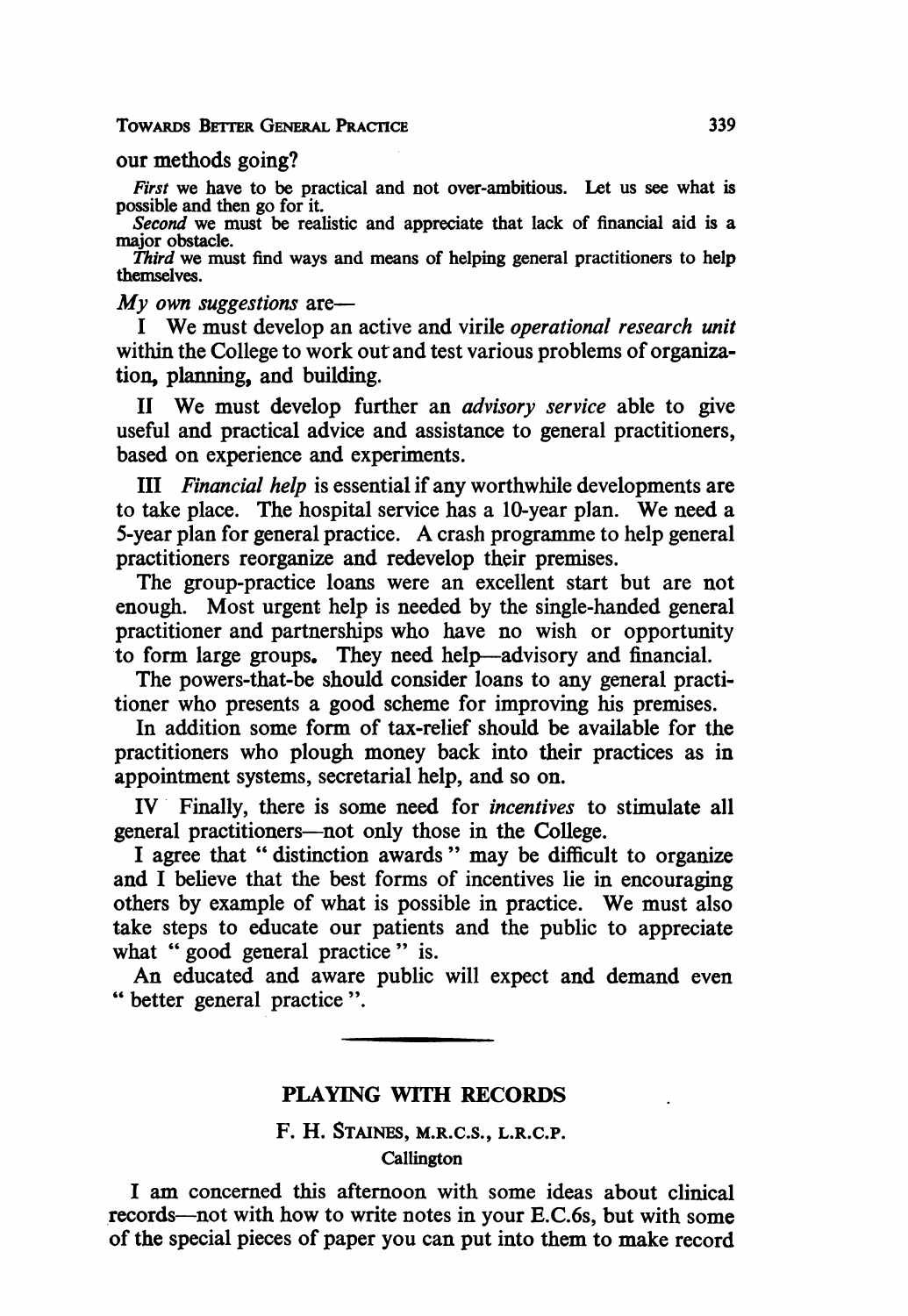our methods going?

*First* we have to be practical and not over-ambitious. Let us see what is possible and then go for it.

*Second* we must be realistic and appreciate that lack of financial aid is a major obstacle.

*Third* we must find ways and means of helping general practitioners to help themselves.

*My own suggestions* are—

I We must develop an active and virile *operational research unit* within the College to work out and test various problems of organization, planning, and building.

II We must develop further an *advisory service* able to give useful and practical advice and assistance to general practitioners, based on experience and experiments.

III *Financial help* is essential if any worthwhile developments are to take place. The hospital service has a 10-year plan. We need a 5-year plan for general practice. A crash programme to help general practitioners reorganize and redevelop their premises.

The group-practice loans were an excellent start but are not enough. Most urgent help is needed by the single-handed general practitioner and partnerships who have no wish or opportunity to form large groups. They need help—advisory and financial.

The powers-that-be should consider loans to any general practitioner who presents a good scheme for improving his premises.

In addition some form of tax-relief should be available for the practitioners who plough money back into their practices as in appointment systems, secretarial help, and so on.

IV Finally, there is some need for *incentives* to stimulate all general practitioners—not only those in the College.

I agree that "distinction awards" may be difficult to organize and I believe that the best forms of incentives lie in encouraging others by example of what is possible in practice. We must also take steps to educate our patients and the public to appreciate what "good general practice" is.

An educated and aware public will expect and demand even "better general practice".

---

## PLAYING WITH RECORDS

F. H. Staines, M.R.C.S., L.R.C.P.

Callington

I am concerned this afternoon with some ideas about clinical records—not with how to write notes in your E.C.6s, but with some of the special pieces of paper you can put into them to make record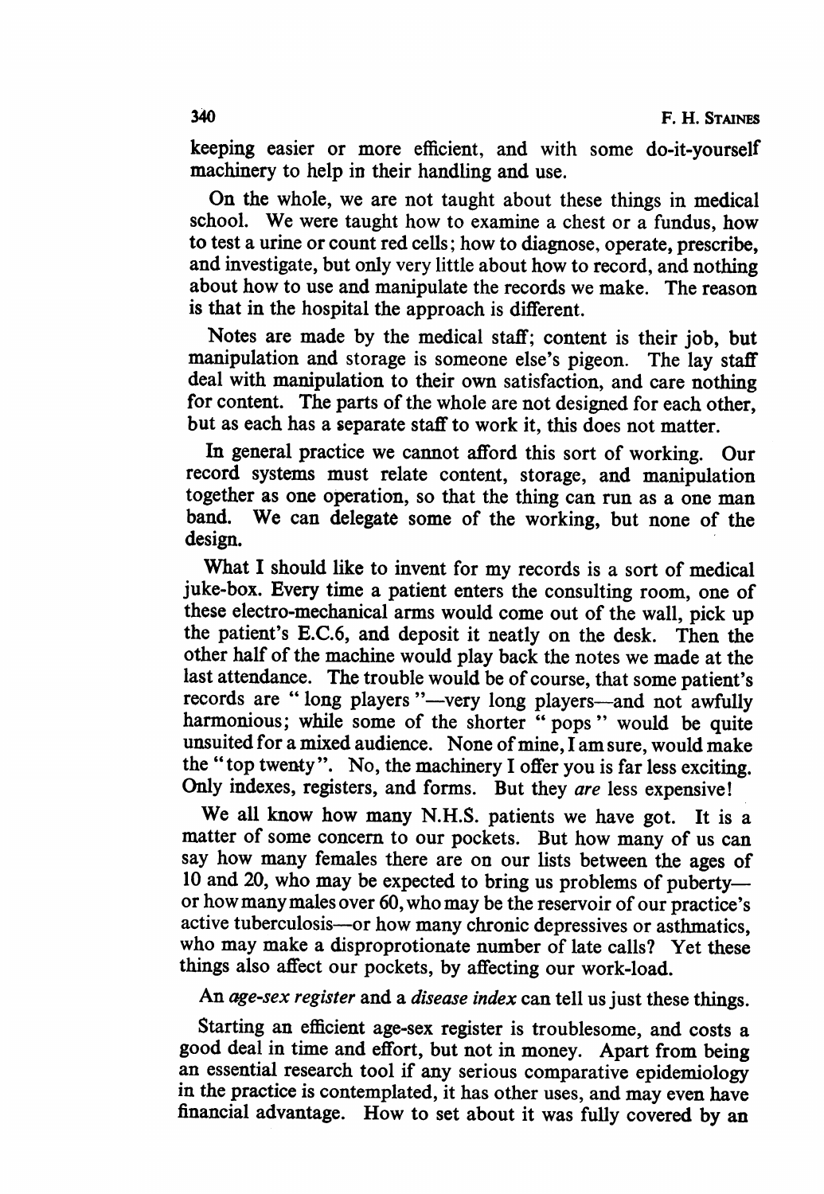keeping easier or more efficient, and with some do-it-yourself machinery to help in their handling and use.

On the whole, we are not taught about these things in medical school. We were taught how to examine a chest or a fundus, how to test a urine or count red cells; how to diagnose, operate, prescribe, and investigate, but only very little about how to record, and nothing about how to use and manipulate the records we make. The reason is that in the hospital the approach is different.

Notes are made by the medical staff; content is their job, but manipulation and storage is someone else's pigeon. The lay staff deal with manipulation to their own satisfaction, and care nothing for content. The parts of the whole are not designed for each other, but as each has a separate staff to work it, this does not matter.

In general practice we cannot afford this sort of working. Our record systems must relate content, storage, and manipulation together as one operation, so that the thing can run as a one man band. We can delegate some of the working, but none of the design.

What I should like to invent for my records is a sort of medical juke-box. Every time a patient enters the consulting room, one of these electro-mechanical arms would come out of the wall, pick up the patient's E.C.6, and deposit it neatly on the desk. Then the other half of the machine would play back the notes we made at the last attendance. The trouble would be of course, that some patient's records are "long players"—very long players—and not awfully harmonious; while some of the shorter "pops" would be quite unsuited for a mixed audience. None of mine, I am sure, would make the "top twenty". No, the machinery I offer you is far less exciting. Only indexes, registers, and forms. But they *are* less expensive!

We all know how many N.H.S. patients we have got. It is a matter of some concern to our pockets. But how many of us can say how many females there are on our lists between the ages of 10 and 20, who may be expected to bring us problems of puberty—or how many males over 60, who may be the reservoir of our practice's active tuberculosis—or how many chronic depressives or asthmatics, who may make a disproprotionate number of late calls? Yet these things also affect our pockets, by affecting our work-load.

An *age-sex register* and a *disease index* can tell us just these things.

Starting an efficient age-sex register is troublesome, and costs a good deal in time and effort, but not in money. Apart from being an essential research tool if any serious comparative epidemiology in the practice is contemplated, it has other uses, and may even have financial advantage. How to set about it was fully covered by an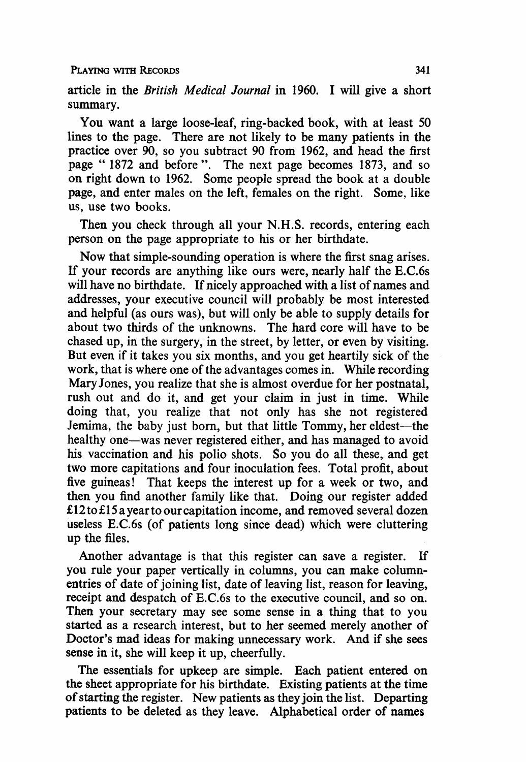article in the *British Medical Journal* in 1960. I will give a short summary.

You want a large loose-leaf, ring-backed book, with at least 50 lines to the page. There are not likely to be many patients in the practice over 90, so you subtract 90 from 1962, and head the first page " 1872 and before ". The next page becomes 1873, and so on right down to 1962. Some people spread the book at a double page, and enter males on the left, females on the right. Some, like us, use two books.

Then you check through all your N.H.S. records, entering each person on the page appropriate to his or her birthdate.

Now that simple-sounding operation is where the first snag arises. If your records are anything like ours were, nearly half the E.C.6s will have no birthdate. If nicely approached with a list of names and addresses, your executive council will probably be most interested and helpful (as ours was), but will only be able to supply details for about two thirds of the unknowns. The hard core will have to be chased up, in the surgery, in the street, by letter, or even by visiting. But even if it takes you six months, and you get heartily sick of the work, that is where one of the advantages comes in. While recording Mary Jones, you realize that she is almost overdue for her postnatal, rush out and do it, and get your claim in just in time. While doing that, you realize that not only has she not registered Jemima, the baby just born, but that little Tommy, her eldest—the healthy one—was never registered either, and has managed to avoid his vaccination and his polio shots. So you do all these, and get two more capitations and four inoculation fees. Total profit, about five guineas! That keeps the interest up for a week or two, and then you find another family like that. Doing our register added £12 to £15 a year to our capitation income, and removed several dozen useless E.C.6s (of patients long since dead) which were cluttering up the files.

Another advantage is that this register can save a register. If you rule your paper vertically in columns, you can make column-entries of date of joining list, date of leaving list, reason for leaving, receipt and despatch of E.C.6s to the executive council, and so on. Then your secretary may see some sense in a thing that to you started as a research interest, but to her seemed merely another of Doctor's mad ideas for making unnecessary work. And if she sees sense in it, she will keep it up, cheerfully.

The essentials for upkeep are simple. Each patient entered on the sheet appropriate for his birthdate. Existing patients at the time of starting the register. New patients as they join the list. Departing patients to be deleted as they leave. Alphabetical order of names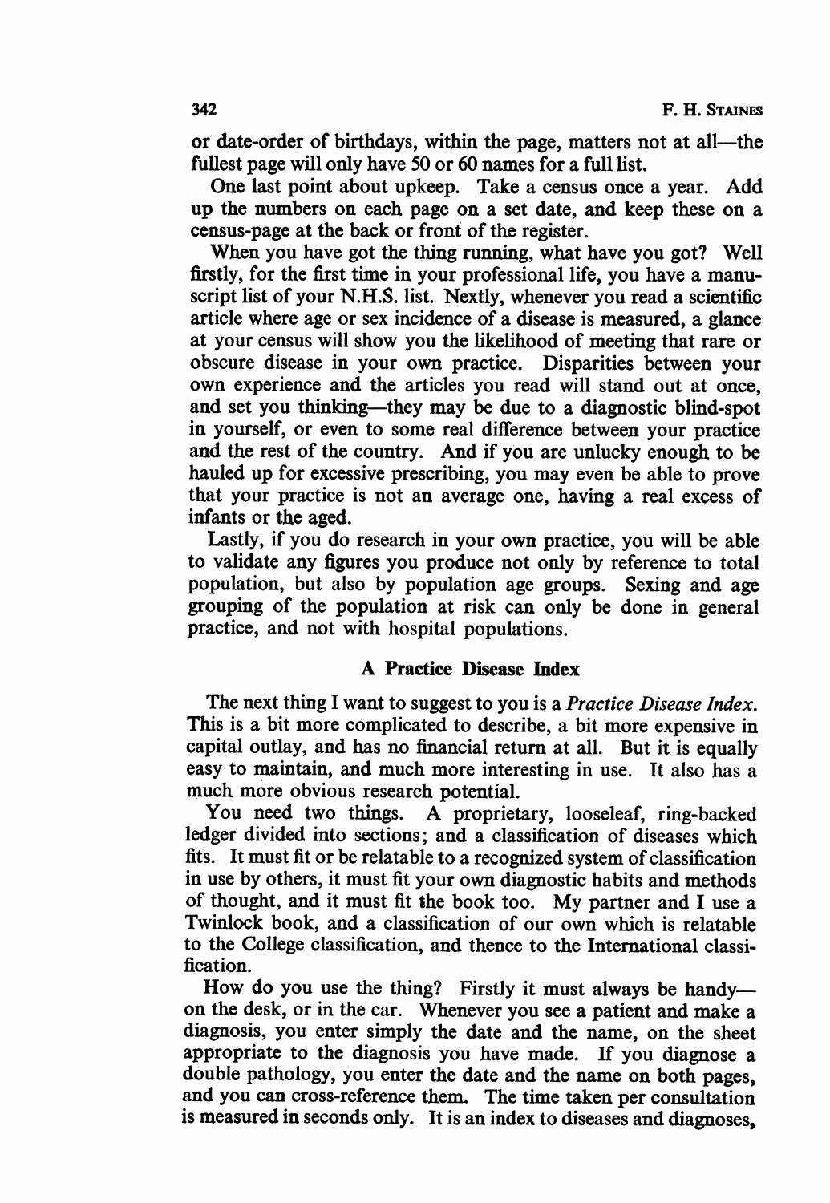or date-order of birthdays, within the page, matters not at all—the fullest page will only have 50 or 60 names for a full list.

One last point about upkeep. Take a census once a year. Add up the numbers on each page on a set date, and keep these on a census-page at the back or front of the register.

When you have got the thing running, what have you got? Well firstly, for the first time in your professional life, you have a manuscript list of your N.H.S. list. Nextly, whenever you read a scientific article where age or sex incidence of a disease is measured, a glance at your census will show you the likelihood of meeting that rare or obscure disease in your own practice. Disparities between your own experience and the articles you read will stand out at once, and set you thinking—they may be due to a diagnostic blind-spot in yourself, or even to some real difference between your practice and the rest of the country. And if you are unlucky enough to be hauled up for excessive prescribing, you may even be able to prove that your practice is not an average one, having a real excess of infants or the aged.

Lastly, if you do research in your own practice, you will be able to validate any figures you produce not only by reference to total population, but also by population age groups. Sexing and age grouping of the population at risk can only be done in general practice, and not with hospital populations.

## A Practice Disease Index

The next thing I want to suggest to you is a *Practice Disease Index.* This is a bit more complicated to describe, a bit more expensive in capital outlay, and has no financial return at all. But it is equally easy to maintain, and much more interesting in use. It also has a much more obvious research potential.

You need two things. A proprietary, looseleaf, ring-backed ledger divided into sections; and a classification of diseases which fits. It must fit or be relatable to a recognized system of classification in use by others, it must fit your own diagnostic habits and methods of thought, and it must fit the book too. My partner and I use a Twinlock book, and a classification of our own which is relatable to the College classification, and thence to the International classification.

How do you use the thing? Firstly it must always be handy—on the desk, or in the car. Whenever you see a patient and make a diagnosis, you enter simply the date and the name, on the sheet appropriate to the diagnosis you have made. If you diagnose a double pathology, you enter the date and the name on both pages, and you can cross-reference them. The time taken per consultation is measured in seconds only. It is an index to diseases and diagnoses,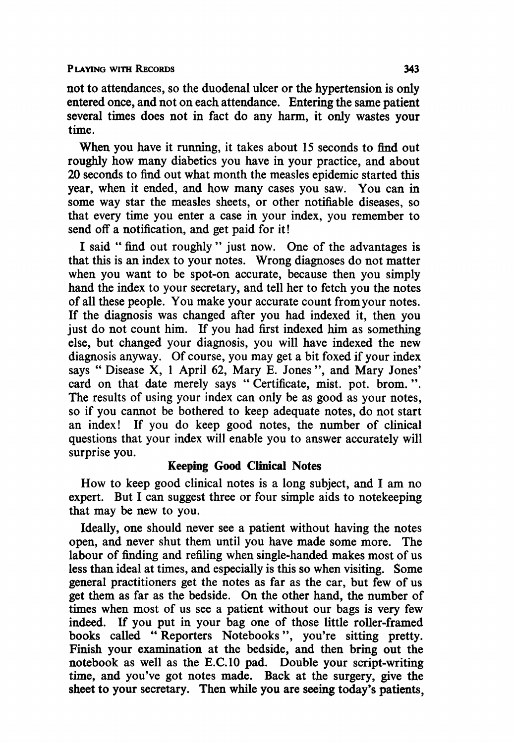not to attendances, so the duodenal ulcer or the hypertension is only entered once, and not on each attendance. Entering the same patient several times does not in fact do any harm, it only wastes your time.

When you have it running, it takes about 15 seconds to find out roughly how many diabetics you have in your practice, and about 20 seconds to find out what month the measles epidemic started this year, when it ended, and how many cases you saw. You can in some way star the measles sheets, or other notifiable diseases, so that every time you enter a case in your index, you remember to send off a notification, and get paid for it!

I said " find out roughly " just now. One of the advantages is that this is an index to your notes. Wrong diagnoses do not matter when you want to be spot-on accurate, because then you simply hand the index to your secretary, and tell her to fetch you the notes of all these people. You make your accurate count from your notes. If the diagnosis was changed after you had indexed it, then you just do not count him. If you had first indexed him as something else, but changed your diagnosis, you will have indexed the new diagnosis anyway. Of course, you may get a bit foxed if your index says " Disease X, 1 April 62, Mary E. Jones ", and Mary Jones' card on that date merely says " Certificate, mist. pot. brom. ". The results of using your index can only be as good as your notes, so if you cannot be bothered to keep adequate notes, do not start an index! If you do keep good notes, the number of clinical questions that your index will enable you to answer accurately will surprise you.

### Keeping Good Clinical Notes

How to keep good clinical notes is a long subject, and I am no expert. But I can suggest three or four simple aids to notekeeping that may be new to you.

Ideally, one should never see a patient without having the notes open, and never shut them until you have made some more. The labour of finding and refiling when single-handed makes most of us less than ideal at times, and especially is this so when visiting. Some general practitioners get the notes as far as the car, but few of us get them as far as the bedside. On the other hand, the number of times when most of us see a patient without our bags is very few indeed. If you put in your bag one of those little roller-framed books called " Reporters Notebooks ", you're sitting pretty. Finish your examination at the bedside, and then bring out the notebook as well as the E.C.10 pad. Double your script-writing time, and you've got notes made. Back at the surgery, give the sheet to your secretary. Then while you are seeing today's patients,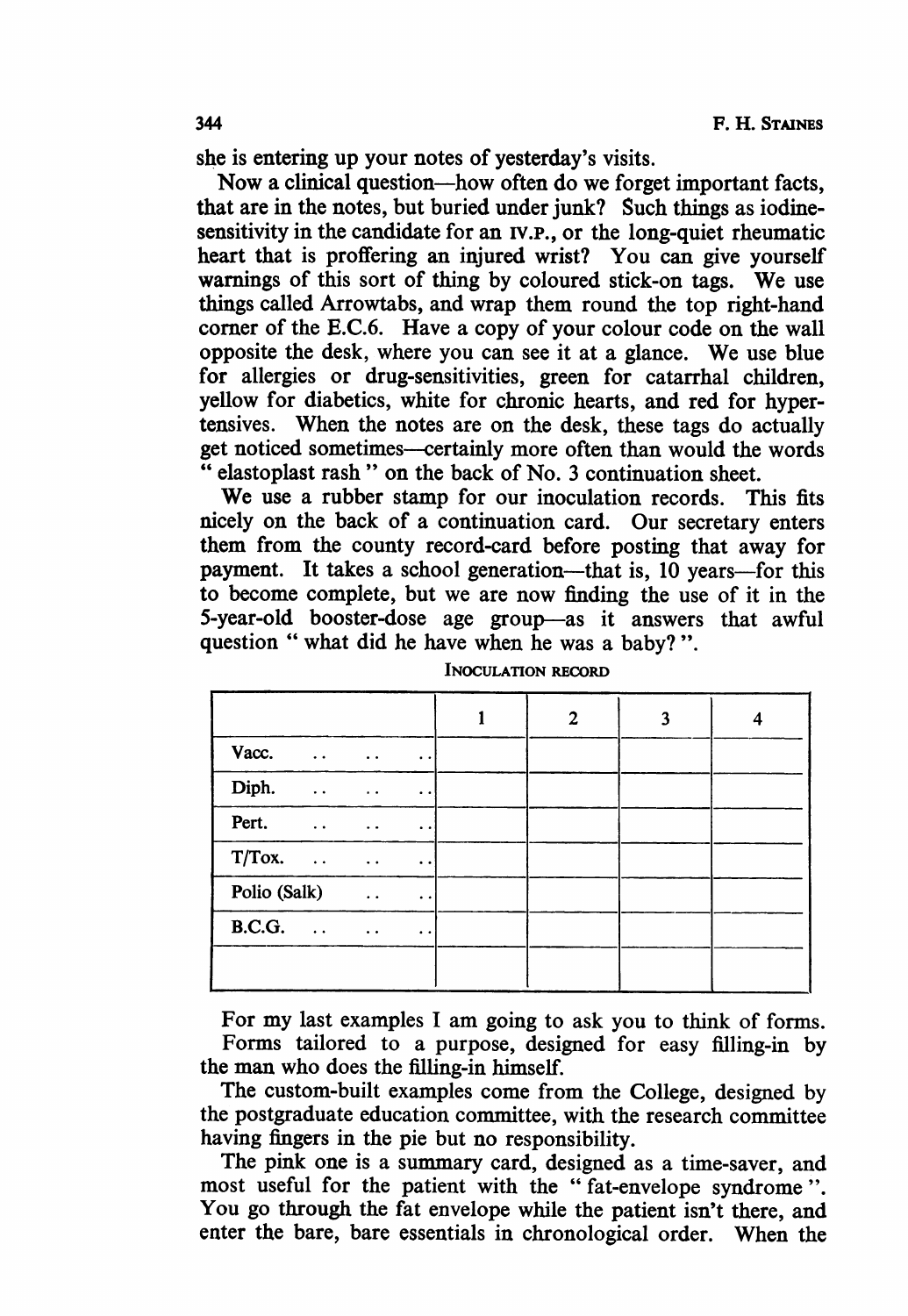she is entering up your notes of yesterday's visits.

Now a clinical question—how often do we forget important facts, that are in the notes, but buried under junk? Such things as iodine-sensitivity in the candidate for an IV.P., or the long-quiet rheumatic heart that is proffering an injured wrist? You can give yourself warnings of this sort of thing by coloured stick-on tags. We use things called Arrowtabs, and wrap them round the top right-hand corner of the E.C.6. Have a copy of your colour code on the wall opposite the desk, where you can see it at a glance. We use blue for allergies or drug-sensitivities, green for catarrhal children, yellow for diabetics, white for chronic hearts, and red for hypertensives. When the notes are on the desk, these tags do actually get noticed sometimes—certainly more often than would the words " elastoplast rash " on the back of No. 3 continuation sheet.

We use a rubber stamp for our inoculation records. This fits nicely on the back of a continuation card. Our secretary enters them from the county record-card before posting that away for payment. It takes a school generation—that is, 10 years—for this to become complete, but we are now finding the use of it in the 5-year-old booster-dose age group—as it answers that awful question " what did he have when he was a baby? ".

INOCULATION RECORD

| | 1 | 2 | 3 | 4 |
|---|---|---|---|---|
| Vacc. .. .. .. | | | | |
| Diph. .. .. .. | | | | |
| Pert. .. .. .. | | | | |
| T/Tox. .. .. .. | | | | |
| Polio (Salk) .. .. | | | | |
| B.C.G. .. .. .. | | | | |
| | | | | |

For my last examples I am going to ask you to think of forms. Forms tailored to a purpose, designed for easy filling-in by the man who does the filling-in himself.

The custom-built examples come from the College, designed by the postgraduate education committee, with the research committee having fingers in the pie but no responsibility.

The pink one is a summary card, designed as a time-saver, and most useful for the patient with the " fat-envelope syndrome ". You go through the fat envelope while the patient isn't there, and enter the bare, bare essentials in chronological order. When the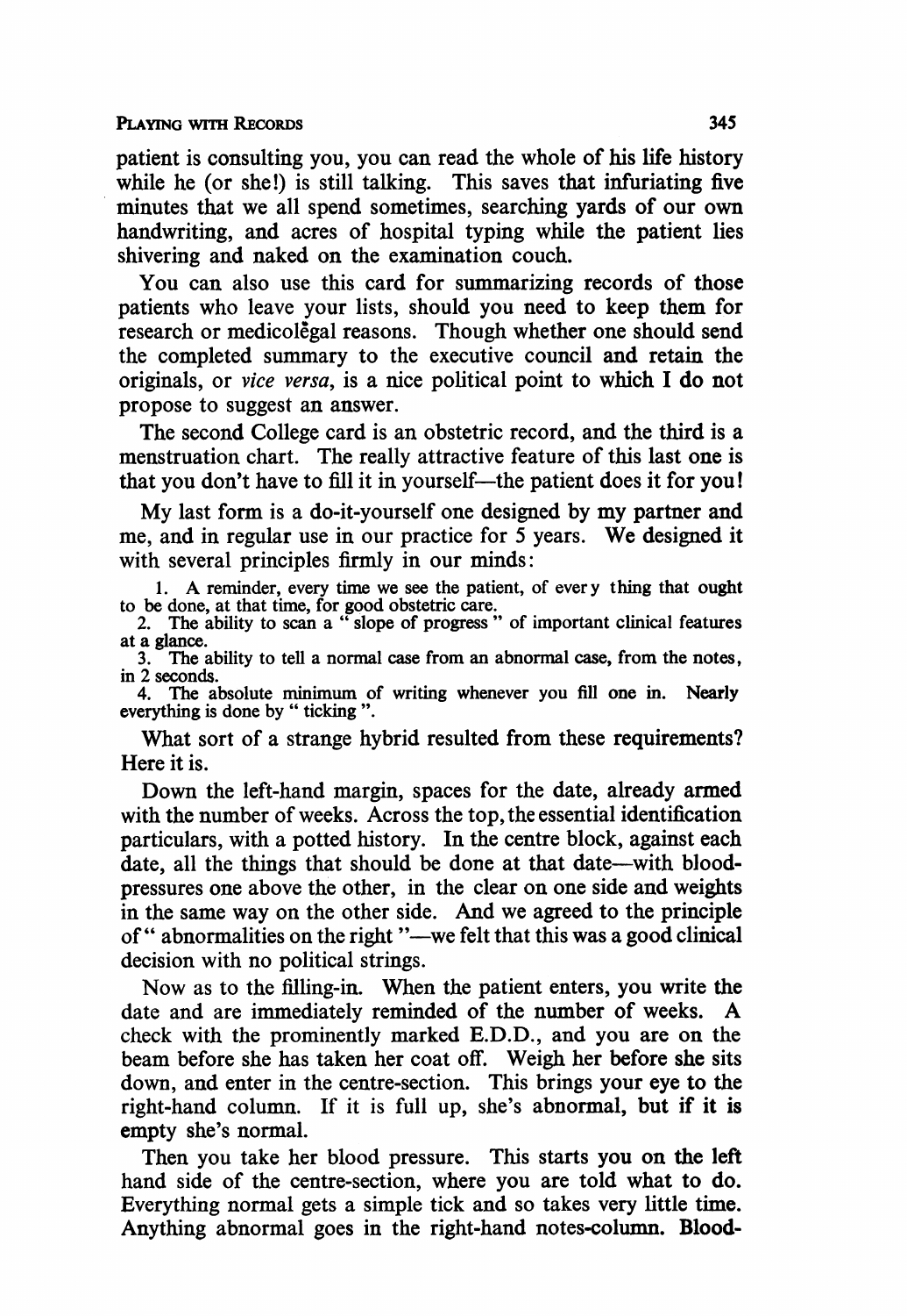patient is consulting you, you can read the whole of his life history while he (or she!) is still talking. This saves that infuriating five minutes that we all spend sometimes, searching yards of our own handwriting, and acres of hospital typing while the patient lies shivering and naked on the examination couch.

You can also use this card for summarizing records of those patients who leave your lists, should you need to keep them for research or medicolegal reasons. Though whether one should send the completed summary to the executive council and retain the originals, or *vice versa*, is a nice political point to which I do not propose to suggest an answer.

The second College card is an obstetric record, and the third is a menstruation chart. The really attractive feature of this last one is that you don't have to fill it in yourself—the patient does it for you!

My last form is a do-it-yourself one designed by my partner and me, and in regular use in our practice for 5 years. We designed it with several principles firmly in our minds:

1. A reminder, every time we see the patient, of every thing that ought to be done, at that time, for good obstetric care.
2. The ability to scan a " slope of progress " of important clinical features at a glance.
3. The ability to tell a normal case from an abnormal case, from the notes, in 2 seconds.
4. The absolute minimum of writing whenever you fill one in. Nearly everything is done by " ticking ".

What sort of a strange hybrid resulted from these requirements? Here it is.

Down the left-hand margin, spaces for the date, already armed with the number of weeks. Across the top, the essential identification particulars, with a potted history. In the centre block, against each date, all the things that should be done at that date—with blood-pressures one above the other, in the clear on one side and weights in the same way on the other side. And we agreed to the principle of " abnormalities on the right "—we felt that this was a good clinical decision with no political strings.

Now as to the filling-in. When the patient enters, you write the date and are immediately reminded of the number of weeks. A check with the prominently marked E.D.D., and you are on the beam before she has taken her coat off. Weigh her before she sits down, and enter in the centre-section. This brings your eye to the right-hand column. If it is full up, she's abnormal, but if it is empty she's normal.

Then you take her blood pressure. This starts you on the left hand side of the centre-section, where you are told what to do. Everything normal gets a simple tick and so takes very little time. Anything abnormal goes in the right-hand notes-column. Blood-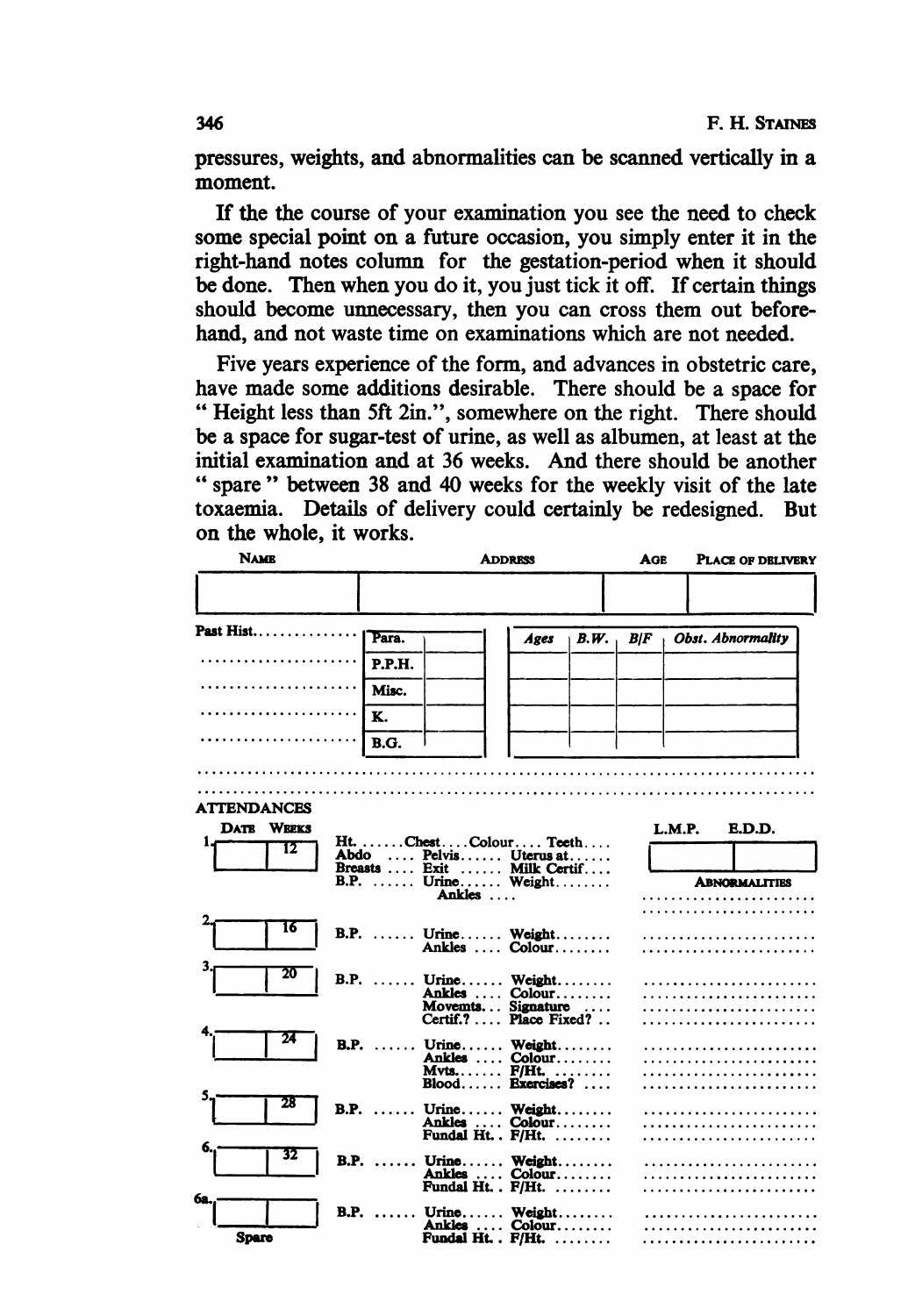pressures, weights, and abnormalities can be scanned vertically in a moment.

If the the course of your examination you see the need to check some special point on a future occasion, you simply enter it in the right-hand notes column for the gestation-period when it should be done. Then when you do it, you just tick it off. If certain things should become unnecessary, then you can cross them out beforehand, and not waste time on examinations which are not needed.

Five years experience of the form, and advances in obstetric care, have made some additions desirable. There should be a space for "Height less than 5ft 2in.", somewhere on the right. There should be a space for sugar-test of urine, as well as albumen, at least at the initial examination and at 36 weeks. And there should be another "spare" between 38 and 40 weeks for the weekly visit of the late toxaemia. Details of delivery could certainly be redesigned. But on the whole, it works.

| NAME | ADDRESS | AGE | PLACE OF DELIVERY |
|---|---|---|---|
| | | | |

Past Hist..............
......................
......................
......................
......................

| | |
|---|---|
| Para. | |
| P.P.H. | |
| Misc. | |
| K. | |
| B.G. | |

| *Ages* | *B.W.* | *B/F* | *Obst. Abnormality* |
|---|---|---|---|
| | | | |
| | | | |
| | | | |
| | | | |

........................................................................................
........................................................................................

**ATTENDANCES**

| | DATE | WEEKS | | L.M.P. / E.D.D. / ABNORMALITIES |
|---|---|---|---|---|
| 1. | | 12 | Ht. ......Chest....Colour.... Teeth.... Abdo .... Pelvis...... Uterus at...... Breasts .... Exit ...... Milk Certif.... B.P. ...... Urine...... Weight........ Ankles .... | ........................ |
| 2. | | 16 | B.P. ...... Urine...... Weight........ Ankles .... Colour........ | ........................ |
| 3. | | 20 | B.P. ...... Urine...... Weight........ Ankles .... Colour........ Movemts... Signature .... Certif.? .... Place Fixed? .. | ........................ |
| 4. | | 24 | B.P. ...... Urine...... Weight........ Ankles .... Colour........ Mvts....... F/Ht. ........ Blood...... Exercises? .... | ........................ |
| 5. | | 28 | B.P. ...... Urine...... Weight........ Ankles .... Colour........ Fundal Ht. . F/Ht. ........ | ........................ |
| 6. | | 32 | B.P. ...... Urine...... Weight........ Ankles .... Colour........ Fundal Ht. . F/Ht. ........ | ........................ |
| 6a. Spare | | | B.P. ...... Urine...... Weight........ Ankles .... Colour........ Fundal Ht. . F/Ht. ........ | ........................ |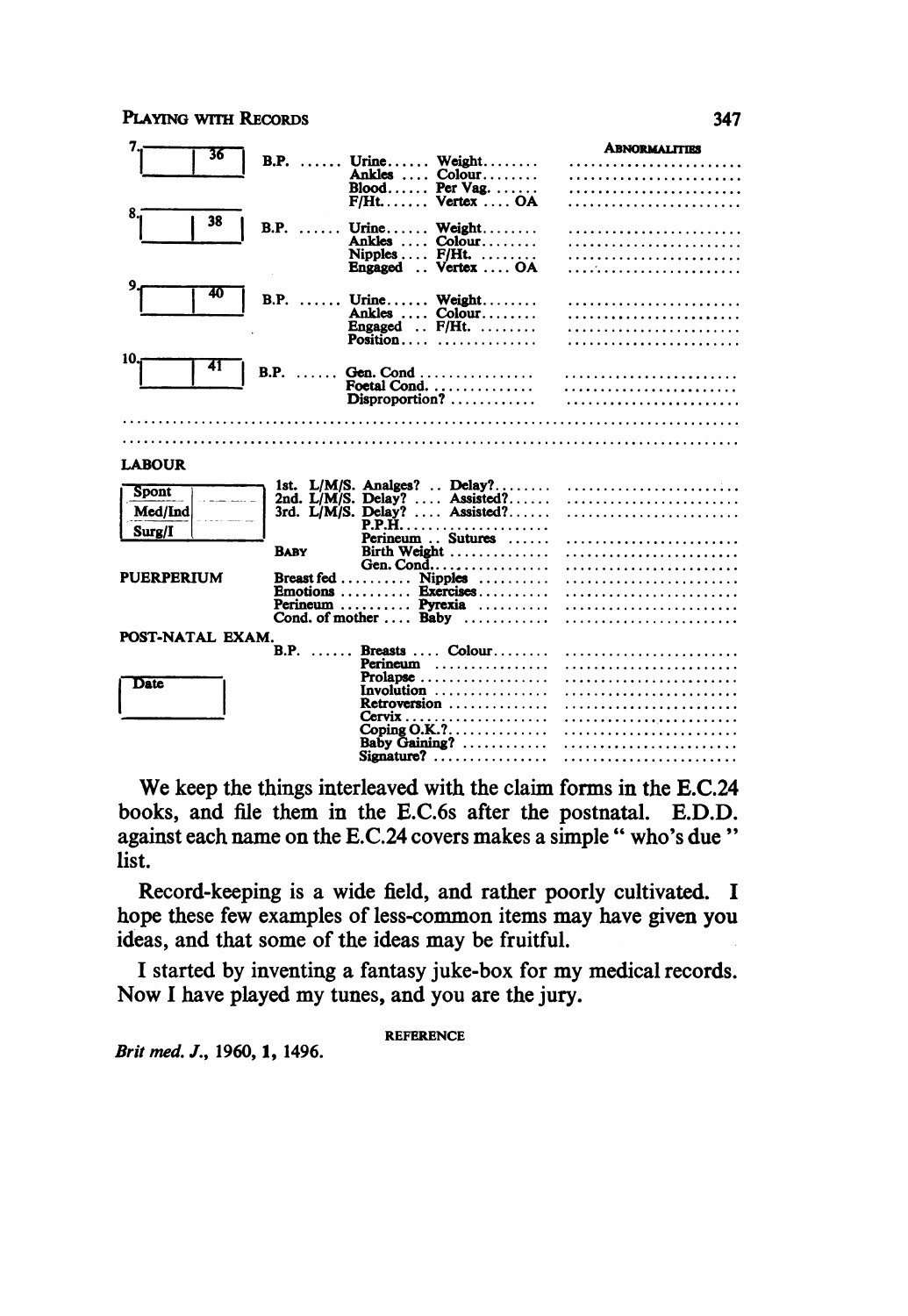| | | | ABNORMALITIES |
|---|---|---|---|
| 7. 36 | B.P. ...... | Urine...... Weight........ Ankles .... Colour........ Blood...... Per Vag. ....... F/Ht....... Vertex .... OA | ........................ |
| 8. 38 | B.P. ...... | Urine...... Weight........ Ankles .... Colour........ Nipples .... F/Ht. ........ Engaged .. Vertex .... OA | ........................ |
| 9. 40 | B.P. ...... | Urine...... Weight........ Ankles .... Colour........ Engaged .. F/Ht. ........ Position.... .............. | ........................ |
| 10. 41 | B.P. ...... | Gen. Cond ................ Foetal Cond. .............. Disproportion? ............ | ........................ |

.....................................................................................

.....................................................................................

**LABOUR**

| | | | |
|---|---|---|---|
| Spont / Med/Ind / Surg/I | | 1st. L/M/S. Analges? .. Delay?........ 2nd. L/M/S. Delay? .... Assisted?...... 3rd. L/M/S. Delay? .... Assisted?...... P.P.H.................... Perineum .. Sutures ...... | ........................ |
| | BABY | Birth Weight .............. Gen. Cond................. | ........................ |
| PUERPERIUM | | Breast fed .......... Nipples .......... Emotions .......... Exercises.......... Perineum .......... Pyrexia .......... Cond. of mother .... Baby ............ | ........................ |
| POST-NATAL EXAM. Date | B.P. ...... | Breasts .... Colour........ Perineum ................ Prolapse .................. Involution ................ Retroversion .............. Cervix.................... Coping O.K.?.............. Baby Gaining? ............ Signature? ................ | ........................ |

We keep the things interleaved with the claim forms in the E.C.24 books, and file them in the E.C.6s after the postnatal. E.D.D. against each name on the E.C.24 covers makes a simple " who's due " list.

Record-keeping is a wide field, and rather poorly cultivated. I hope these few examples of less-common items may have given you ideas, and that some of the ideas may be fruitful.

I started by inventing a fantasy juke-box for my medical records. Now I have played my tunes, and you are the jury.

REFERENCE

*Brit med. J.*, 1960, **1**, 1496.